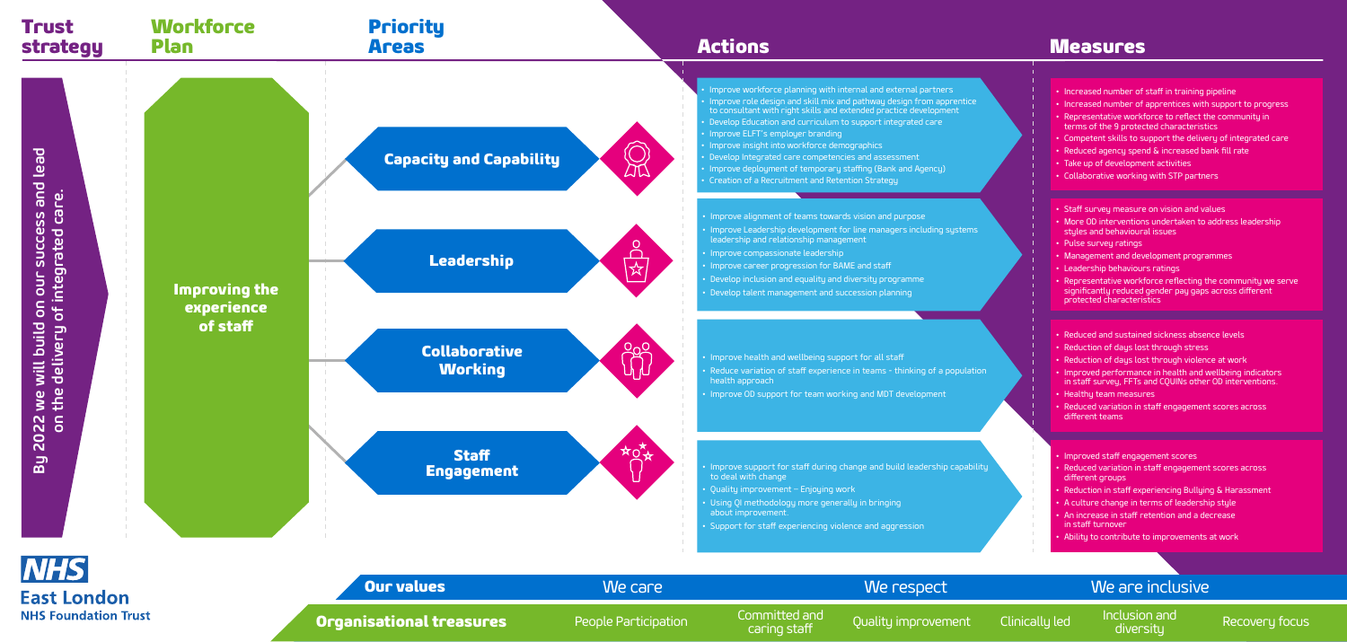# Trust strategy

**By 2022 we will build on our success and lead on the delivery of integrated care.**

# Workforce Plan

**Improving the experience of staff**

# Priority Areas / Actions / Measures

## Capacity and Capability

### Actions

- Improve workforce planning with internal and external partners
- Improve role design and skill mix and pathway design from apprentice to consultant with right skills and extended practice development
- Develop Education and curriculum to support integrated care
- Improve ELFT's employer branding
- Improve insight into workforce demographics
- Develop Integrated care competencies and assessment
- Improve deployment of temporary staffing (Bank and Agency)
- Creation of a Recruitment and Retention Strategy

### Measures

- Increased number of staff in training pipeline
- Increased number of apprentices with support to progress
- Representative workforce to reflect the community in terms of the 9 protected characteristics
- Competent skills to support the delivery of integrated care
- Reduced agency spend & increased bank fill rate
- Take up of development activities
- Collaborative working with STP partners

## Leadership

### Actions

- Improve alignment of teams towards vision and purpose
- Improve Leadership development for line managers including systems leadership and relationship management
- Improve compassionate leadership
- Improve career progression for BAME and staff
- Develop inclusion and equality and diversity programme
- Develop talent management and succession planning

### Measures

- Staff survey measure on vision and values
- More OD interventions undertaken to address leadership styles and behavioural issues
- Pulse survey ratings
- Management and development programmes
- Leadership behaviours ratings
- Representative workforce reflecting the community we serve significantly reduced gender pay gaps across different protected characteristics

## Collaborative Working

### Actions

- Improve health and wellbeing support for all staff
- Reduce variation of staff experience in teams - thinking of a population health approach
- Improve OD support for team working and MDT development

### Measures

- Reduced and sustained sickness absence levels
- Reduction of days lost through stress
- Reduction of days lost through violence at work
- Improved performance in health and wellbeing indicators in staff survey, FFTs and CQUINs other OD interventions.
- Healthy team measures
- Reduced variation in staff engagement scores across different teams

## Staff Engagement

### Actions

- Improve support for staff during change and build leadership capability to deal with change
- Quality improvement – Enjoying work
- Using QI methodology more generally in bringing about improvement.
- Support for staff experiencing violence and aggression

### Measures

- Improved staff engagement scores
- Reduced variation in staff engagement scores across different groups
- Reduction in staff experiencing Bullying & Harassment
- A culture change in terms of leadership style
- An increase in staff retention and a decrease in staff turnover
- Ability to contribute to improvements at work

NHS East London NHS Foundation Trust

**Our values:** We care | We respect | We are inclusive

**Organisational treasures:** People Participation | Committed and caring staff | Quality improvement | Clinically led | Inclusion and diversity | Recovery focus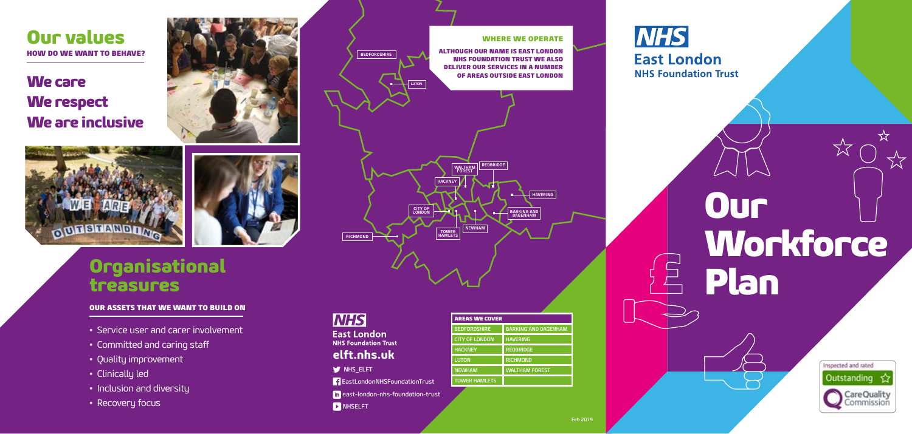# Our values

HOW DO WE WANT TO BEHAVE?

## We care
## We respect
## We are inclusive

# Organisational treasures

### OUR ASSETS THAT WE WANT TO BUILD ON

- Service user and carer involvement
- Committed and caring staff
- Quality improvement
- Clinically led
- Inclusion and diversity
- Recovery focus

### WHERE WE OPERATE

ALTHOUGH OUR NAME IS EAST LONDON NHS FOUNDATION TRUST WE ALSO DELIVER OUR SERVICES IN A NUMBER OF AREAS OUTSIDE EAST LONDON

BEDFORDSHIRE
LUTON
WALTHAM FOREST
REDBRIDGE
HACKNEY
HAVERING
CITY OF LONDON
BARKING AND DAGENHAM
NEWHAM
TOWER HAMLETS
RICHMOND

NHS
East London
NHS Foundation Trust

**elft.nhs.uk**

NHS_ELFT

EastLondonNHSFoundationTrust

east-london-nhs-foundation-trust

NHSELFT

| AREAS WE COVER | |
|---|---|
| BEDFORDSHIRE | BARKING AND DAGENHAM |
| CITY OF LONDON | HAVERING |
| HACKNEY | REDBRIDGE |
| LUTON | RICHMOND |
| NEWHAM | WALTHAM FOREST |
| TOWER HAMLETS | |

Feb 2019

NHS
East London
NHS Foundation Trust

# Our Workforce Plan

Inspected and rated
Outstanding
CareQuality Commission